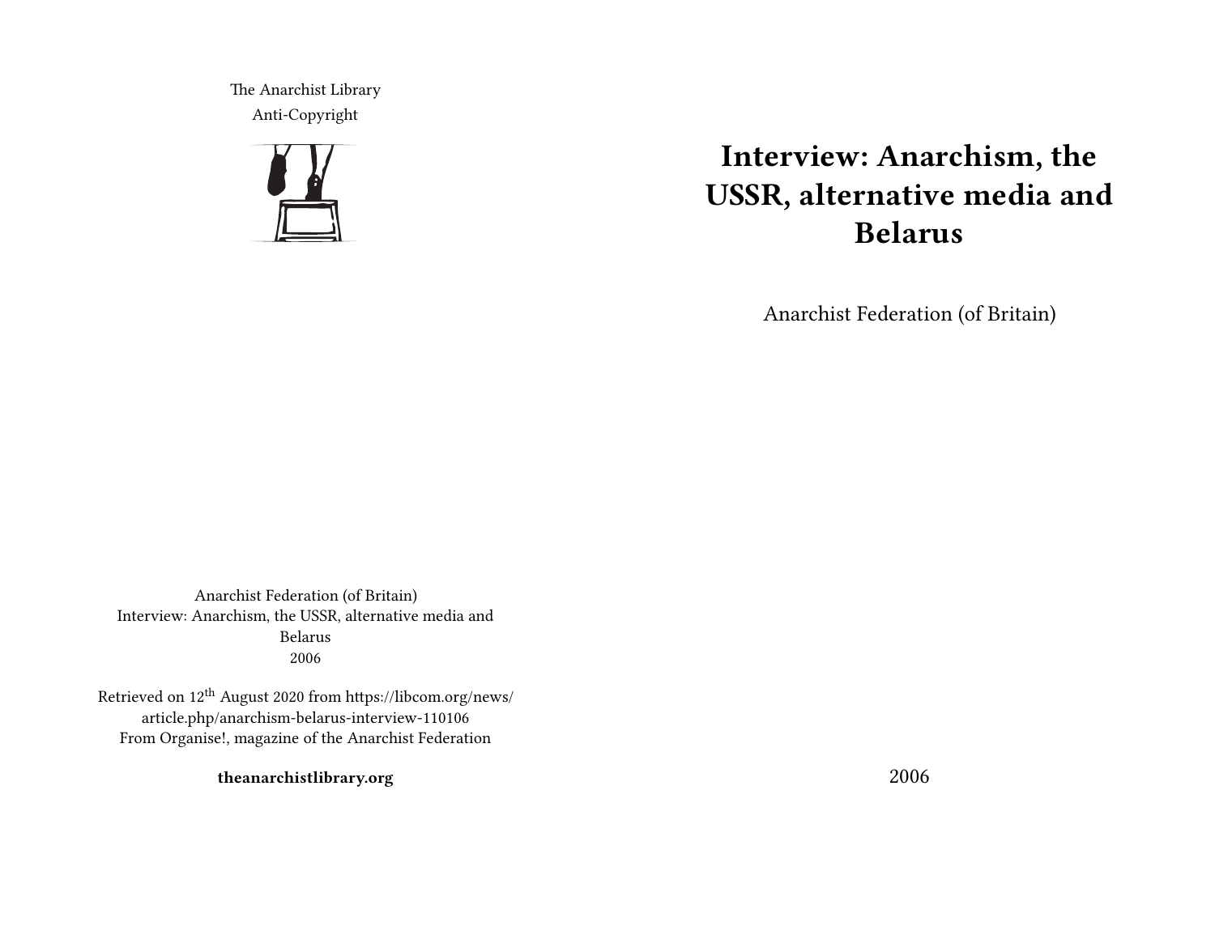The Anarchist Library
Anti-Copyright

# Interview: Anarchism, the USSR, alternative media and Belarus

Anarchist Federation (of Britain)

2006

Anarchist Federation (of Britain)
Interview: Anarchism, the USSR, alternative media and Belarus
2006

Retrieved on 12th August 2020 from https://libcom.org/news/article.php/anarchism-belarus-interview-110106
From Organise!, magazine of the Anarchist Federation

**theanarchistlibrary.org**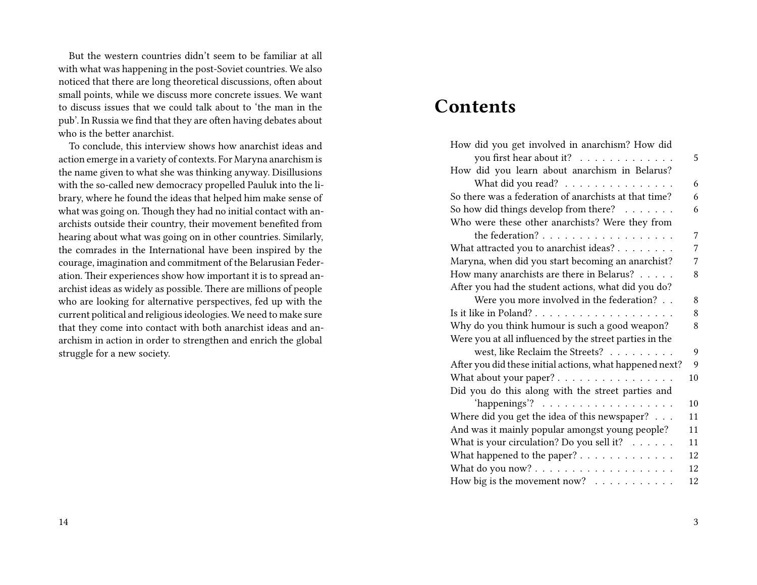But the western countries didn't seem to be familiar at all with what was happening in the post-Soviet countries. We also noticed that there are long theoretical discussions, often about small points, while we discuss more concrete issues. We want to discuss issues that we could talk about to 'the man in the pub'. In Russia we find that they are often having debates about who is the better anarchist.

To conclude, this interview shows how anarchist ideas and action emerge in a variety of contexts. For Maryna anarchism is the name given to what she was thinking anyway. Disillusions with the so-called new democracy propelled Pauluk into the library, where he found the ideas that helped him make sense of what was going on. Though they had no initial contact with anarchists outside their country, their movement benefited from hearing about what was going on in other countries. Similarly, the comrades in the International have been inspired by the courage, imagination and commitment of the Belarusian Federation. Their experiences show how important it is to spread anarchist ideas as widely as possible. There are millions of people who are looking for alternative perspectives, fed up with the current political and religious ideologies. We need to make sure that they come into contact with both anarchist ideas and anarchism in action in order to strengthen and enrich the global struggle for a new society.

# Contents

- How did you get involved in anarchism? How did you first hear about it? . . . 5
- How did you learn about anarchism in Belarus? What did you read? . . . 6
- So there was a federation of anarchists at that time? . . . 6
- So how did things develop from there? . . . 6
- Who were these other anarchists? Were they from the federation? . . . 7
- What attracted you to anarchist ideas? . . . 7
- Maryna, when did you start becoming an anarchist? . . . 7
- How many anarchists are there in Belarus? . . . 8
- After you had the student actions, what did you do? Were you more involved in the federation? . . . 8
- Is it like in Poland? . . . 8
- Why do you think humour is such a good weapon? . . . 8
- Were you at all influenced by the street parties in the west, like Reclaim the Streets? . . . 9
- After you did these initial actions, what happened next? . . . 9
- What about your paper? . . . 10
- Did you do this along with the street parties and 'happenings'? . . . 10
- Where did you get the idea of this newspaper? . . . 11
- And was it mainly popular amongst young people? . . . 11
- What is your circulation? Do you sell it? . . . 11
- What happened to the paper? . . . 12
- What do you now? . . . 12
- How big is the movement now? . . . 12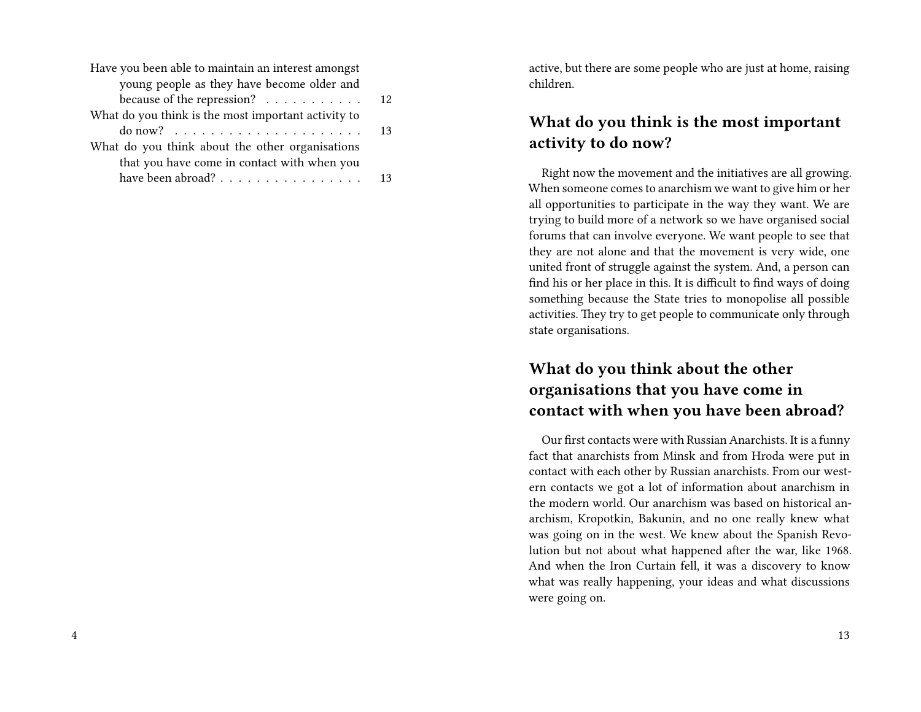Have you been able to maintain an interest amongst young people as they have become older and because of the repression? . . . . . . . . . . . 12
What do you think is the most important activity to do now? . . . . . . . . . . . . . . . . . . . . . 13
What do you think about the other organisations that you have come in contact with when you have been abroad? . . . . . . . . . . . . . . . . . 13

active, but there are some people who are just at home, raising children.

## What do you think is the most important activity to do now?

Right now the movement and the initiatives are all growing. When someone comes to anarchism we want to give him or her all opportunities to participate in the way they want. We are trying to build more of a network so we have organised social forums that can involve everyone. We want people to see that they are not alone and that the movement is very wide, one united front of struggle against the system. And, a person can find his or her place in this. It is difficult to find ways of doing something because the State tries to monopolise all possible activities. They try to get people to communicate only through state organisations.

## What do you think about the other organisations that you have come in contact with when you have been abroad?

Our first contacts were with Russian Anarchists. It is a funny fact that anarchists from Minsk and from Hroda were put in contact with each other by Russian anarchists. From our western contacts we got a lot of information about anarchism in the modern world. Our anarchism was based on historical anarchism, Kropotkin, Bakunin, and no one really knew what was going on in the west. We knew about the Spanish Revolution but not about what happened after the war, like 1968. And when the Iron Curtain fell, it was a discovery to know what was really happening, your ideas and what discussions were going on.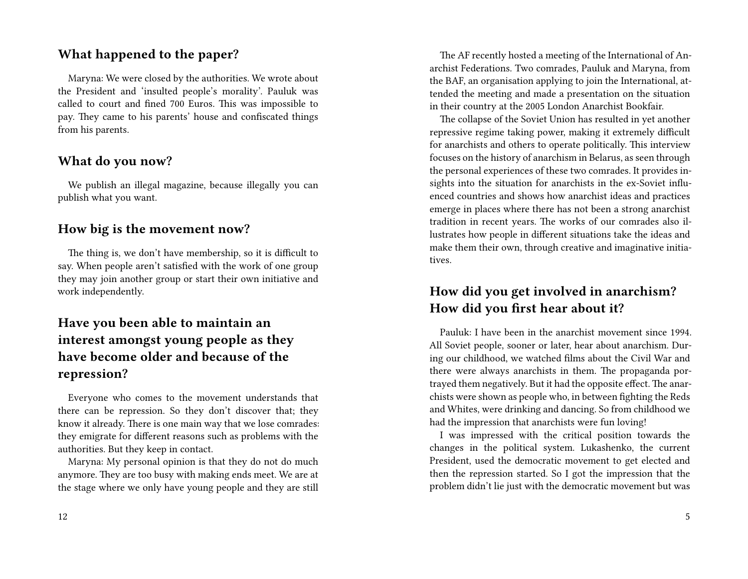## What happened to the paper?

Maryna: We were closed by the authorities. We wrote about the President and 'insulted people's morality'. Pauluk was called to court and fined 700 Euros. This was impossible to pay. They came to his parents' house and confiscated things from his parents.

## What do you now?

We publish an illegal magazine, because illegally you can publish what you want.

## How big is the movement now?

The thing is, we don't have membership, so it is difficult to say. When people aren't satisfied with the work of one group they may join another group or start their own initiative and work independently.

## Have you been able to maintain an interest amongst young people as they have become older and because of the repression?

Everyone who comes to the movement understands that there can be repression. So they don't discover that; they know it already. There is one main way that we lose comrades: they emigrate for different reasons such as problems with the authorities. But they keep in contact.

Maryna: My personal opinion is that they do not do much anymore. They are too busy with making ends meet. We are at the stage where we only have young people and they are still

The AF recently hosted a meeting of the International of Anarchist Federations. Two comrades, Pauluk and Maryna, from the BAF, an organisation applying to join the International, attended the meeting and made a presentation on the situation in their country at the 2005 London Anarchist Bookfair.

The collapse of the Soviet Union has resulted in yet another repressive regime taking power, making it extremely difficult for anarchists and others to operate politically. This interview focuses on the history of anarchism in Belarus, as seen through the personal experiences of these two comrades. It provides insights into the situation for anarchists in the ex-Soviet influenced countries and shows how anarchist ideas and practices emerge in places where there has not been a strong anarchist tradition in recent years. The works of our comrades also illustrates how people in different situations take the ideas and make them their own, through creative and imaginative initiatives.

## How did you get involved in anarchism? How did you first hear about it?

Pauluk: I have been in the anarchist movement since 1994. All Soviet people, sooner or later, hear about anarchism. During our childhood, we watched films about the Civil War and there were always anarchists in them. The propaganda portrayed them negatively. But it had the opposite effect. The anarchists were shown as people who, in between fighting the Reds and Whites, were drinking and dancing. So from childhood we had the impression that anarchists were fun loving!

I was impressed with the critical position towards the changes in the political system. Lukashenko, the current President, used the democratic movement to get elected and then the repression started. So I got the impression that the problem didn't lie just with the democratic movement but was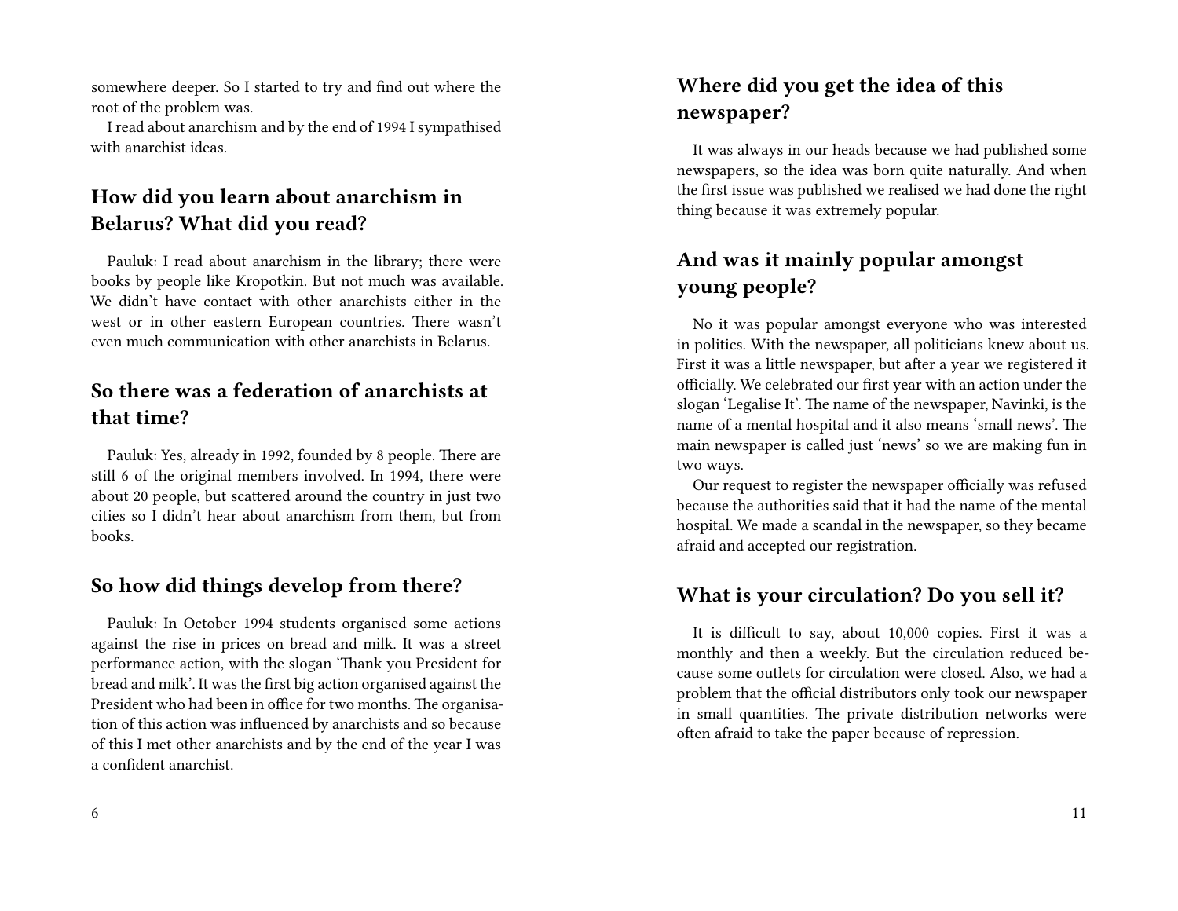somewhere deeper. So I started to try and find out where the root of the problem was.

I read about anarchism and by the end of 1994 I sympathised with anarchist ideas.

## How did you learn about anarchism in Belarus? What did you read?

Pauluk: I read about anarchism in the library; there were books by people like Kropotkin. But not much was available. We didn't have contact with other anarchists either in the west or in other eastern European countries. There wasn't even much communication with other anarchists in Belarus.

## So there was a federation of anarchists at that time?

Pauluk: Yes, already in 1992, founded by 8 people. There are still 6 of the original members involved. In 1994, there were about 20 people, but scattered around the country in just two cities so I didn't hear about anarchism from them, but from books.

## So how did things develop from there?

Pauluk: In October 1994 students organised some actions against the rise in prices on bread and milk. It was a street performance action, with the slogan 'Thank you President for bread and milk'. It was the first big action organised against the President who had been in office for two months. The organisation of this action was influenced by anarchists and so because of this I met other anarchists and by the end of the year I was a confident anarchist.

## Where did you get the idea of this newspaper?

It was always in our heads because we had published some newspapers, so the idea was born quite naturally. And when the first issue was published we realised we had done the right thing because it was extremely popular.

## And was it mainly popular amongst young people?

No it was popular amongst everyone who was interested in politics. With the newspaper, all politicians knew about us. First it was a little newspaper, but after a year we registered it officially. We celebrated our first year with an action under the slogan 'Legalise It'. The name of the newspaper, Navinki, is the name of a mental hospital and it also means 'small news'. The main newspaper is called just 'news' so we are making fun in two ways.

Our request to register the newspaper officially was refused because the authorities said that it had the name of the mental hospital. We made a scandal in the newspaper, so they became afraid and accepted our registration.

## What is your circulation? Do you sell it?

It is difficult to say, about 10,000 copies. First it was a monthly and then a weekly. But the circulation reduced because some outlets for circulation were closed. Also, we had a problem that the official distributors only took our newspaper in small quantities. The private distribution networks were often afraid to take the paper because of repression.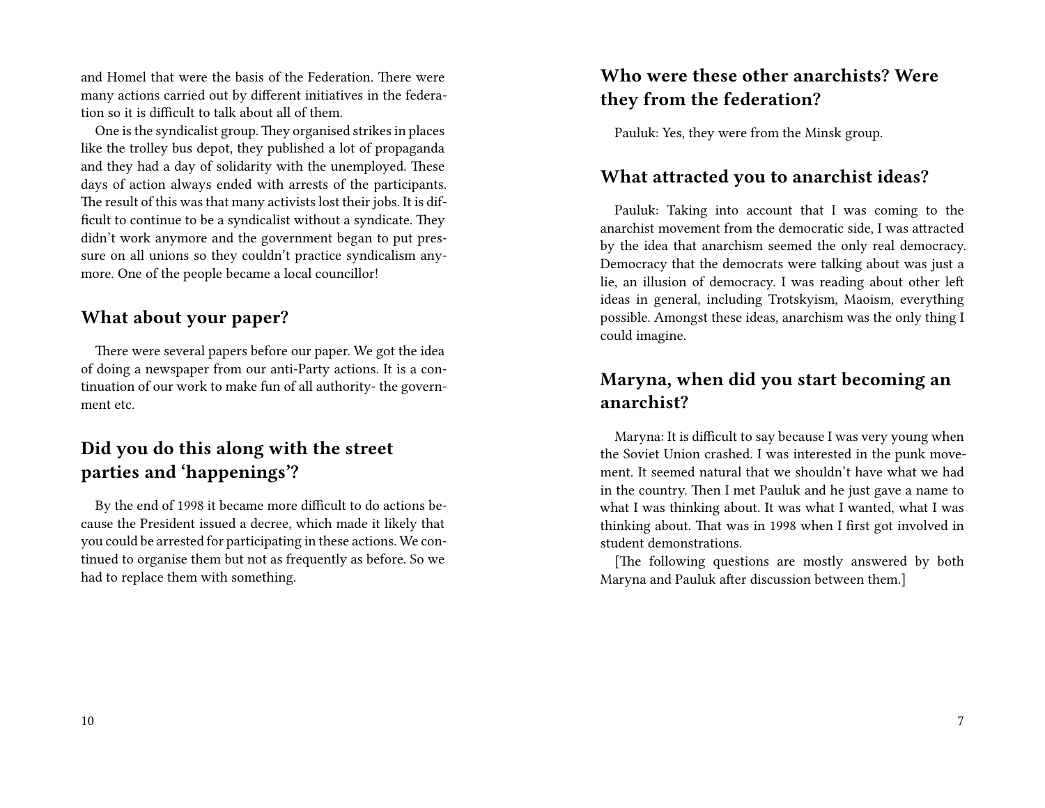and Homel that were the basis of the Federation. There were many actions carried out by different initiatives in the federation so it is difficult to talk about all of them.

One is the syndicalist group. They organised strikes in places like the trolley bus depot, they published a lot of propaganda and they had a day of solidarity with the unemployed. These days of action always ended with arrests of the participants. The result of this was that many activists lost their jobs. It is difficult to continue to be a syndicalist without a syndicate. They didn't work anymore and the government began to put pressure on all unions so they couldn't practice syndicalism anymore. One of the people became a local councillor!

## What about your paper?

There were several papers before our paper. We got the idea of doing a newspaper from our anti-Party actions. It is a continuation of our work to make fun of all authority- the government etc.

## Did you do this along with the street parties and 'happenings'?

By the end of 1998 it became more difficult to do actions because the President issued a decree, which made it likely that you could be arrested for participating in these actions. We continued to organise them but not as frequently as before. So we had to replace them with something.

## Who were these other anarchists? Were they from the federation?

Pauluk: Yes, they were from the Minsk group.

## What attracted you to anarchist ideas?

Pauluk: Taking into account that I was coming to the anarchist movement from the democratic side, I was attracted by the idea that anarchism seemed the only real democracy. Democracy that the democrats were talking about was just a lie, an illusion of democracy. I was reading about other left ideas in general, including Trotskyism, Maoism, everything possible. Amongst these ideas, anarchism was the only thing I could imagine.

## Maryna, when did you start becoming an anarchist?

Maryna: It is difficult to say because I was very young when the Soviet Union crashed. I was interested in the punk movement. It seemed natural that we shouldn't have what we had in the country. Then I met Pauluk and he just gave a name to what I was thinking about. It was what I wanted, what I was thinking about. That was in 1998 when I first got involved in student demonstrations.

[The following questions are mostly answered by both Maryna and Pauluk after discussion between them.]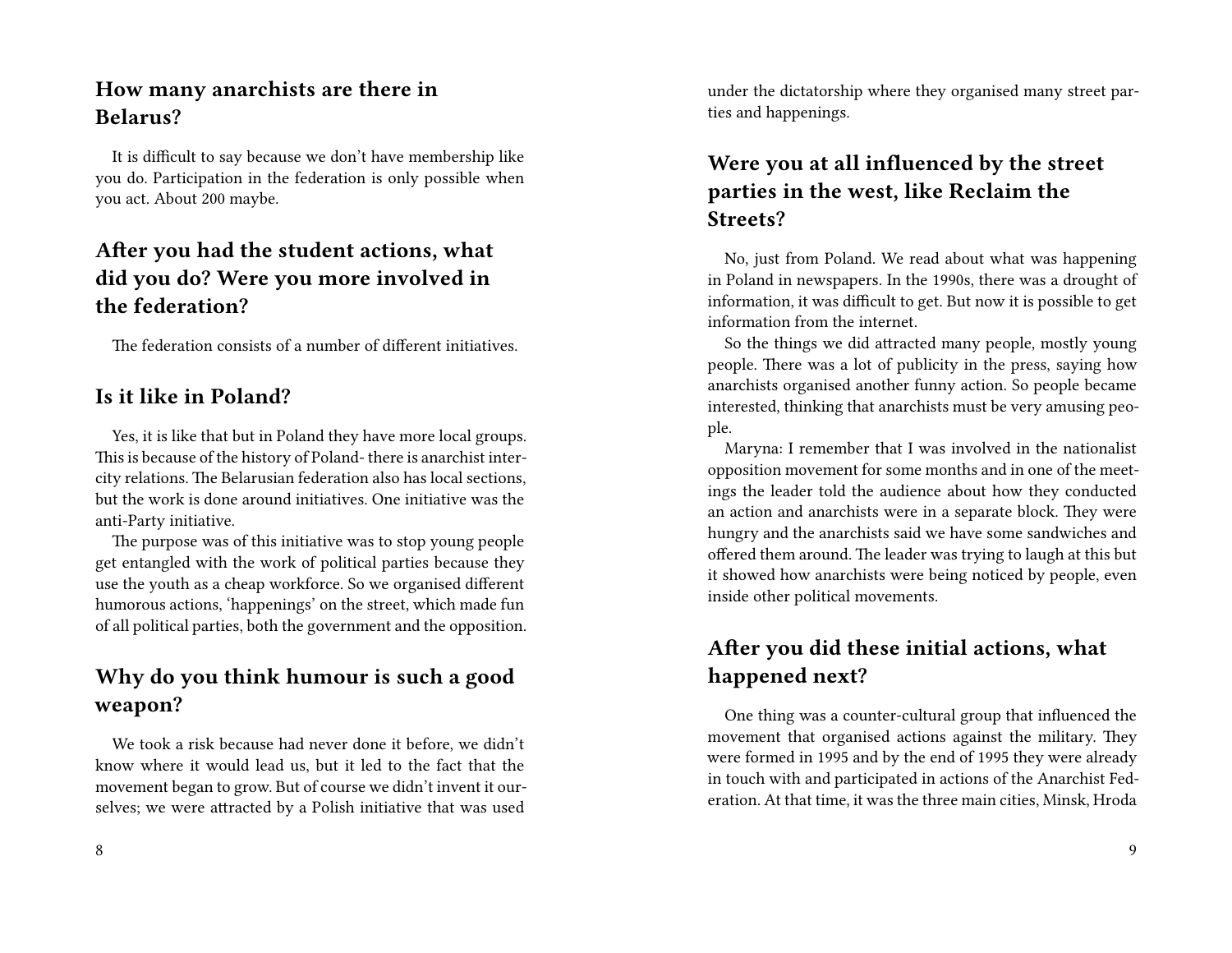## How many anarchists are there in Belarus?

It is difficult to say because we don't have membership like you do. Participation in the federation is only possible when you act. About 200 maybe.

## After you had the student actions, what did you do? Were you more involved in the federation?

The federation consists of a number of different initiatives.

## Is it like in Poland?

Yes, it is like that but in Poland they have more local groups. This is because of the history of Poland- there is anarchist inter-city relations. The Belarusian federation also has local sections, but the work is done around initiatives. One initiative was the anti-Party initiative.

The purpose was of this initiative was to stop young people get entangled with the work of political parties because they use the youth as a cheap workforce. So we organised different humorous actions, 'happenings' on the street, which made fun of all political parties, both the government and the opposition.

## Why do you think humour is such a good weapon?

We took a risk because had never done it before, we didn't know where it would lead us, but it led to the fact that the movement began to grow. But of course we didn't invent it ourselves; we were attracted by a Polish initiative that was used under the dictatorship where they organised many street parties and happenings.

## Were you at all influenced by the street parties in the west, like Reclaim the Streets?

No, just from Poland. We read about what was happening in Poland in newspapers. In the 1990s, there was a drought of information, it was difficult to get. But now it is possible to get information from the internet.

So the things we did attracted many people, mostly young people. There was a lot of publicity in the press, saying how anarchists organised another funny action. So people became interested, thinking that anarchists must be very amusing people.

Maryna: I remember that I was involved in the nationalist opposition movement for some months and in one of the meetings the leader told the audience about how they conducted an action and anarchists were in a separate block. They were hungry and the anarchists said we have some sandwiches and offered them around. The leader was trying to laugh at this but it showed how anarchists were being noticed by people, even inside other political movements.

## After you did these initial actions, what happened next?

One thing was a counter-cultural group that influenced the movement that organised actions against the military. They were formed in 1995 and by the end of 1995 they were already in touch with and participated in actions of the Anarchist Federation. At that time, it was the three main cities, Minsk, Hroda